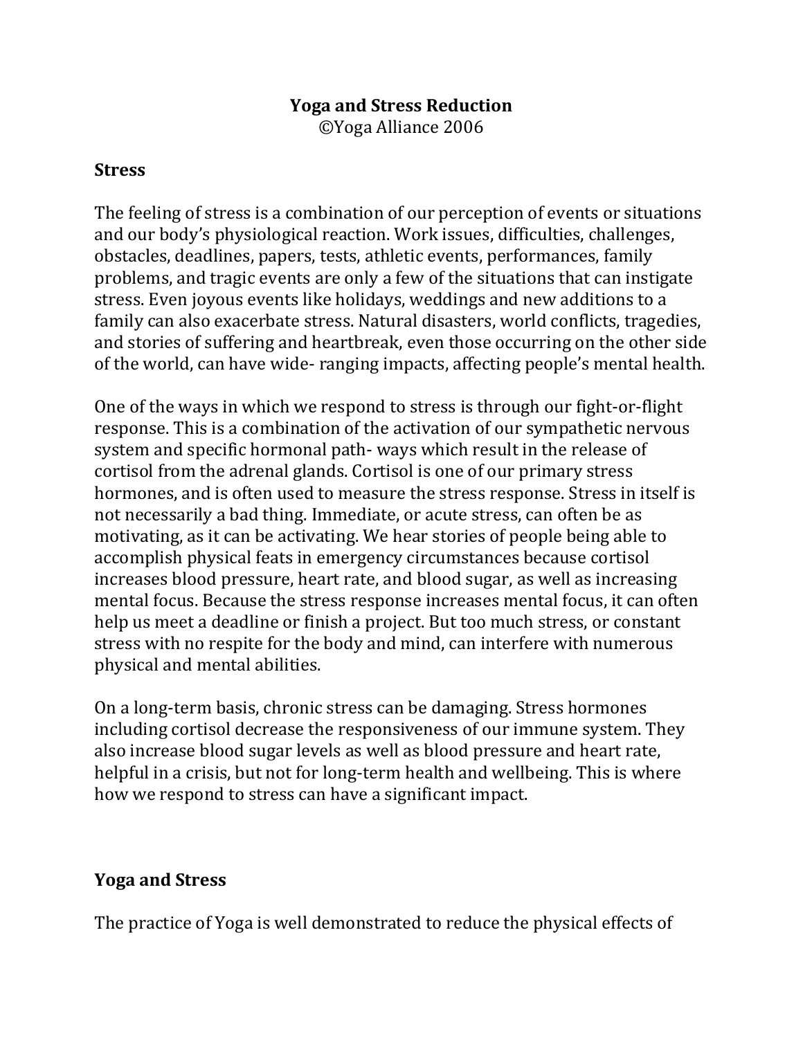# Yoga and Stress Reduction

©Yoga Alliance 2006

## Stress

The feeling of stress is a combination of our perception of events or situations and our body's physiological reaction. Work issues, difficulties, challenges, obstacles, deadlines, papers, tests, athletic events, performances, family problems, and tragic events are only a few of the situations that can instigate stress. Even joyous events like holidays, weddings and new additions to a family can also exacerbate stress. Natural disasters, world conflicts, tragedies, and stories of suffering and heartbreak, even those occurring on the other side of the world, can have wide- ranging impacts, affecting people's mental health.

One of the ways in which we respond to stress is through our fight-or-flight response. This is a combination of the activation of our sympathetic nervous system and specific hormonal path- ways which result in the release of cortisol from the adrenal glands. Cortisol is one of our primary stress hormones, and is often used to measure the stress response. Stress in itself is not necessarily a bad thing. Immediate, or acute stress, can often be as motivating, as it can be activating. We hear stories of people being able to accomplish physical feats in emergency circumstances because cortisol increases blood pressure, heart rate, and blood sugar, as well as increasing mental focus. Because the stress response increases mental focus, it can often help us meet a deadline or finish a project. But too much stress, or constant stress with no respite for the body and mind, can interfere with numerous physical and mental abilities.

On a long-term basis, chronic stress can be damaging. Stress hormones including cortisol decrease the responsiveness of our immune system. They also increase blood sugar levels as well as blood pressure and heart rate, helpful in a crisis, but not for long-term health and wellbeing. This is where how we respond to stress can have a significant impact.

## Yoga and Stress

The practice of Yoga is well demonstrated to reduce the physical effects of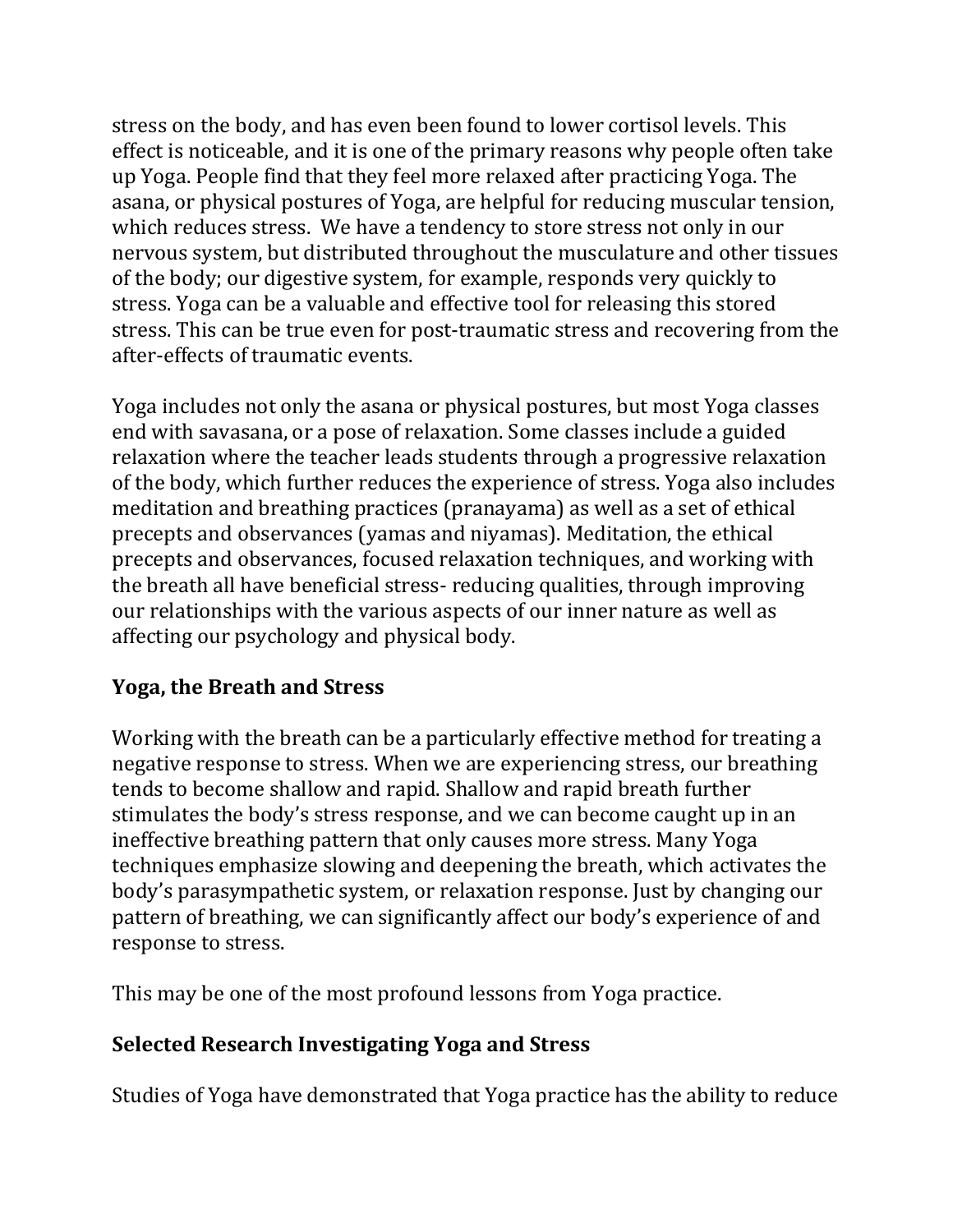stress on the body, and has even been found to lower cortisol levels. This effect is noticeable, and it is one of the primary reasons why people often take up Yoga. People find that they feel more relaxed after practicing Yoga. The asana, or physical postures of Yoga, are helpful for reducing muscular tension, which reduces stress. We have a tendency to store stress not only in our nervous system, but distributed throughout the musculature and other tissues of the body; our digestive system, for example, responds very quickly to stress. Yoga can be a valuable and effective tool for releasing this stored stress. This can be true even for post-traumatic stress and recovering from the after-effects of traumatic events.

Yoga includes not only the asana or physical postures, but most Yoga classes end with savasana, or a pose of relaxation. Some classes include a guided relaxation where the teacher leads students through a progressive relaxation of the body, which further reduces the experience of stress. Yoga also includes meditation and breathing practices (pranayama) as well as a set of ethical precepts and observances (yamas and niyamas). Meditation, the ethical precepts and observances, focused relaxation techniques, and working with the breath all have beneficial stress- reducing qualities, through improving our relationships with the various aspects of our inner nature as well as affecting our psychology and physical body.

## Yoga, the Breath and Stress

Working with the breath can be a particularly effective method for treating a negative response to stress. When we are experiencing stress, our breathing tends to become shallow and rapid. Shallow and rapid breath further stimulates the body's stress response, and we can become caught up in an ineffective breathing pattern that only causes more stress. Many Yoga techniques emphasize slowing and deepening the breath, which activates the body's parasympathetic system, or relaxation response. Just by changing our pattern of breathing, we can significantly affect our body's experience of and response to stress.

This may be one of the most profound lessons from Yoga practice.

## Selected Research Investigating Yoga and Stress

Studies of Yoga have demonstrated that Yoga practice has the ability to reduce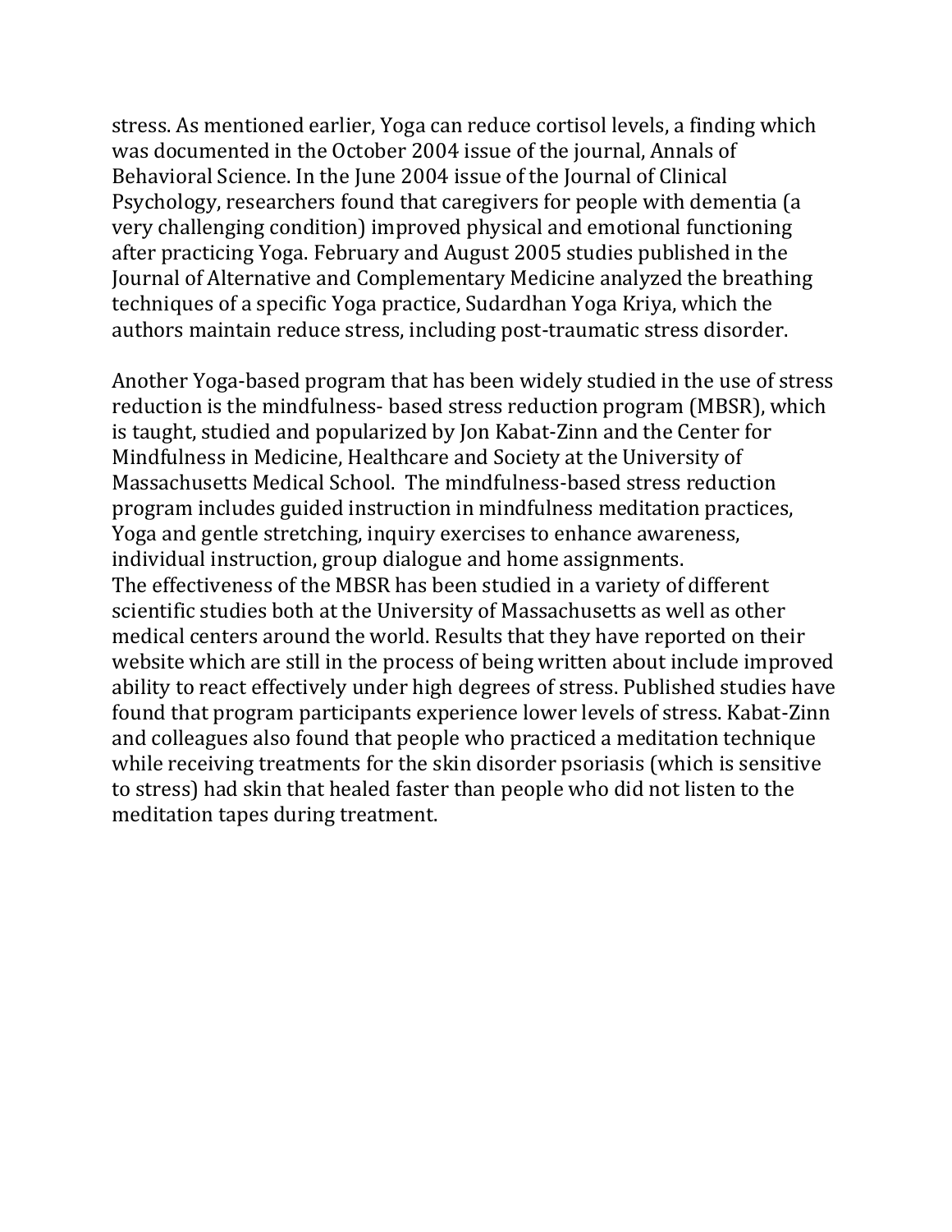stress. As mentioned earlier, Yoga can reduce cortisol levels, a finding which was documented in the October 2004 issue of the journal, Annals of Behavioral Science. In the June 2004 issue of the Journal of Clinical Psychology, researchers found that caregivers for people with dementia (a very challenging condition) improved physical and emotional functioning after practicing Yoga. February and August 2005 studies published in the Journal of Alternative and Complementary Medicine analyzed the breathing techniques of a specific Yoga practice, Sudardhan Yoga Kriya, which the authors maintain reduce stress, including post-traumatic stress disorder.

Another Yoga-based program that has been widely studied in the use of stress reduction is the mindfulness- based stress reduction program (MBSR), which is taught, studied and popularized by Jon Kabat-Zinn and the Center for Mindfulness in Medicine, Healthcare and Society at the University of Massachusetts Medical School. The mindfulness-based stress reduction program includes guided instruction in mindfulness meditation practices, Yoga and gentle stretching, inquiry exercises to enhance awareness, individual instruction, group dialogue and home assignments.
The effectiveness of the MBSR has been studied in a variety of different scientific studies both at the University of Massachusetts as well as other medical centers around the world. Results that they have reported on their website which are still in the process of being written about include improved ability to react effectively under high degrees of stress. Published studies have found that program participants experience lower levels of stress. Kabat-Zinn and colleagues also found that people who practiced a meditation technique while receiving treatments for the skin disorder psoriasis (which is sensitive to stress) had skin that healed faster than people who did not listen to the meditation tapes during treatment.